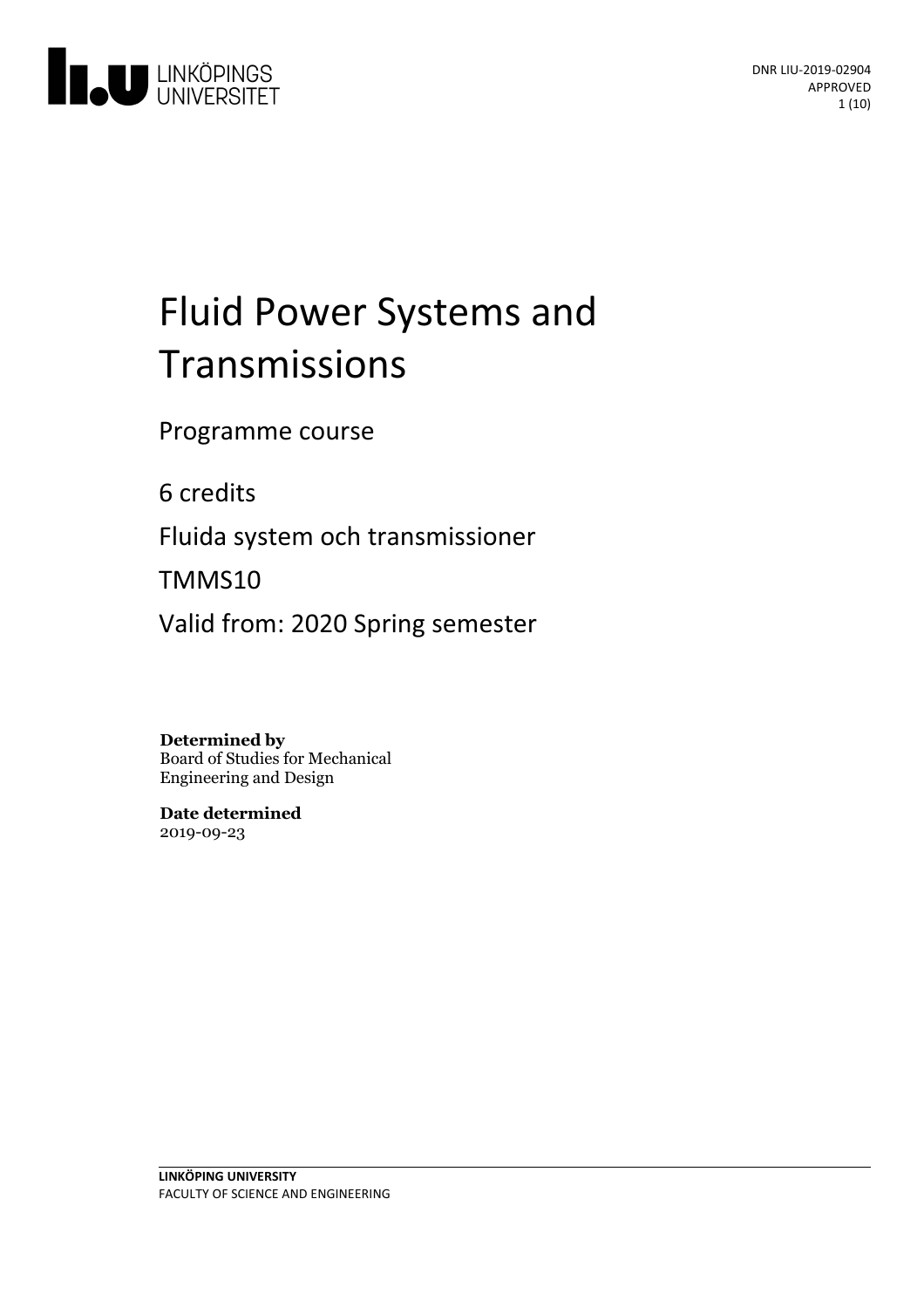DNR LIU-2019-02904
APPROVED

# Fluid Power Systems and Transmissions

Programme course

6 credits

Fluida system och transmissioner

TMMS10

Valid from: 2020 Spring semester

**Determined by**
Board of Studies for Mechanical Engineering and Design

**Date determined**
2019-09-23

**LINKÖPING UNIVERSITY**
FACULTY OF SCIENCE AND ENGINEERING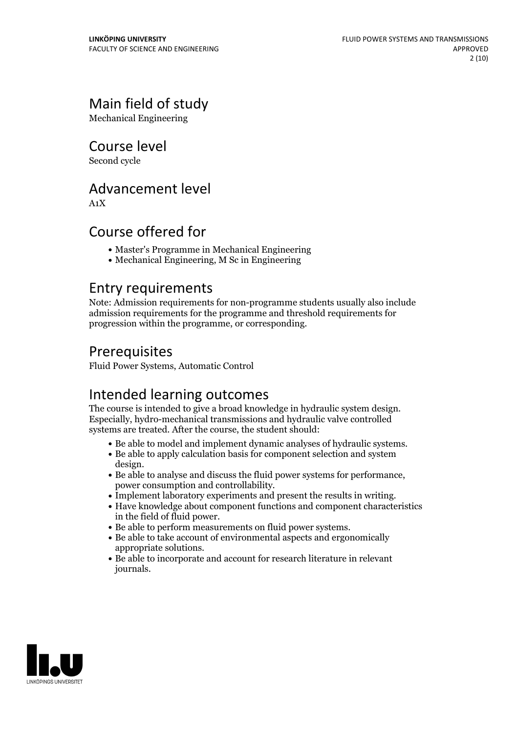## Main field of study

Mechanical Engineering

## Course level

Second cycle

## Advancement level

A1X

## Course offered for

- Master's Programme in Mechanical Engineering
- Mechanical Engineering, M Sc in Engineering

## Entry requirements

Note: Admission requirements for non-programme students usually also include admission requirements for the programme and threshold requirements for progression within the programme, or corresponding.

## Prerequisites

Fluid Power Systems, Automatic Control

## Intended learning outcomes

The course is intended to give a broad knowledge in hydraulic system design. Especially, hydro-mechanical transmissions and hydraulic valve controlled systems are treated. After the course, the student should:

- Be able to model and implement dynamic analyses of hydraulic systems.
- Be able to apply calculation basis for component selection and system design.
- Be able to analyse and discuss the fluid power systems for performance, power consumption and controllability.
- Implement laboratory experiments and present the results in writing.
- Have knowledge about component functions and component characteristics in the field of fluid power.
- Be able to perform measurements on fluid power systems.
- Be able to take account of environmental aspects and ergonomically appropriate solutions.
- Be able to incorporate and account for research literature in relevant journals.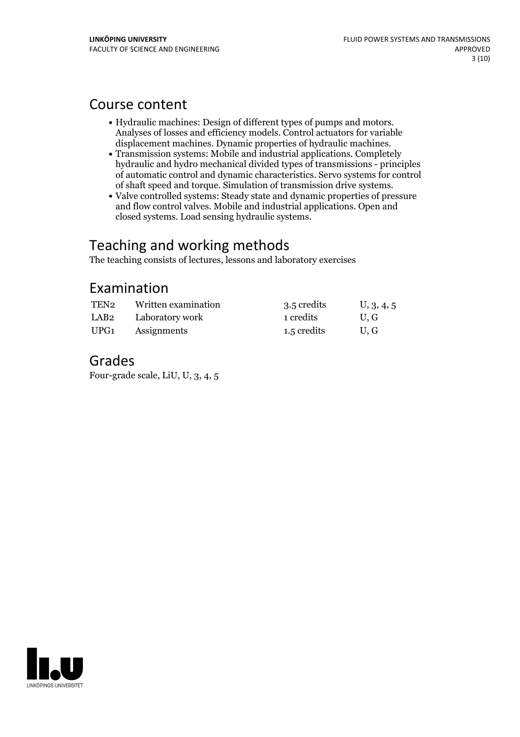## Course content

- Hydraulic machines: Design of different types of pumps and motors. Analyses of losses and efficiency models. Control actuators for variable displacement machines. Dynamic properties of hydraulic machines.
- Transmission systems: Mobile and industrial applications. Completely hydraulic and hydro mechanical divided types of transmissions - principles of automatic control and dynamic characteristics. Servo systems for control of shaft speed and torque. Simulation of transmission drive systems.
- Valve controlled systems: Steady state and dynamic properties of pressure and flow control valves. Mobile and industrial applications. Open and closed systems. Load sensing hydraulic systems.

## Teaching and working methods

The teaching consists of lectures, lessons and laboratory exercises

## Examination

| | | | |
|---|---|---|---|
| TEN2 | Written examination | 3.5 credits | U, 3, 4, 5 |
| LAB2 | Laboratory work | 1 credits | U, G |
| UPG1 | Assignments | 1.5 credits | U, G |

## Grades

Four-grade scale, LiU, U, 3, 4, 5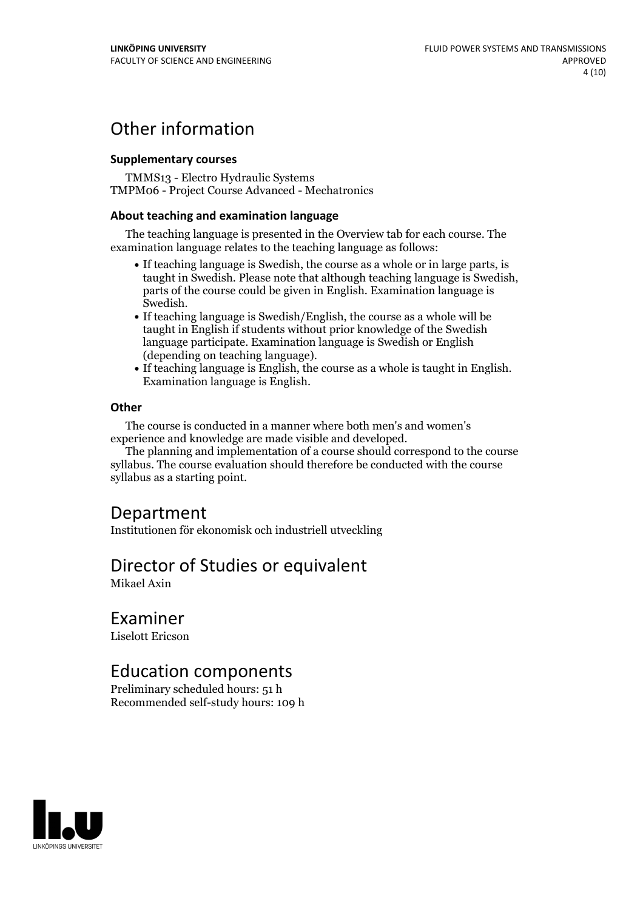## Other information

### Supplementary courses

TMMS13 - Electro Hydraulic Systems
TMPM06 - Project Course Advanced - Mechatronics

### About teaching and examination language

The teaching language is presented in the Overview tab for each course. The examination language relates to the teaching language as follows:

- If teaching language is Swedish, the course as a whole or in large parts, is taught in Swedish. Please note that although teaching language is Swedish, parts of the course could be given in English. Examination language is Swedish.
- If teaching language is Swedish/English, the course as a whole will be taught in English if students without prior knowledge of the Swedish language participate. Examination language is Swedish or English (depending on teaching language).
- If teaching language is English, the course as a whole is taught in English. Examination language is English.

### Other

The course is conducted in a manner where both men's and women's experience and knowledge are made visible and developed.

The planning and implementation of a course should correspond to the course syllabus. The course evaluation should therefore be conducted with the course syllabus as a starting point.

## Department

Institutionen för ekonomisk och industriell utveckling

## Director of Studies or equivalent

Mikael Axin

## Examiner

Liselott Ericson

## Education components

Preliminary scheduled hours: 51 h
Recommended self-study hours: 109 h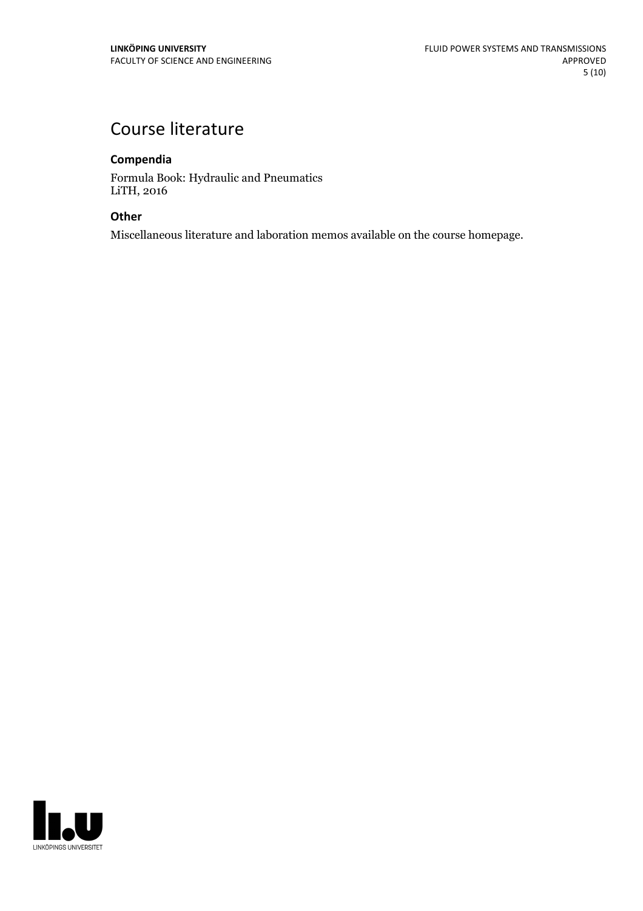# Course literature

### Compendia

Formula Book: Hydraulic and Pneumatics
LiTH, 2016

### Other

Miscellaneous literature and laboration memos available on the course homepage.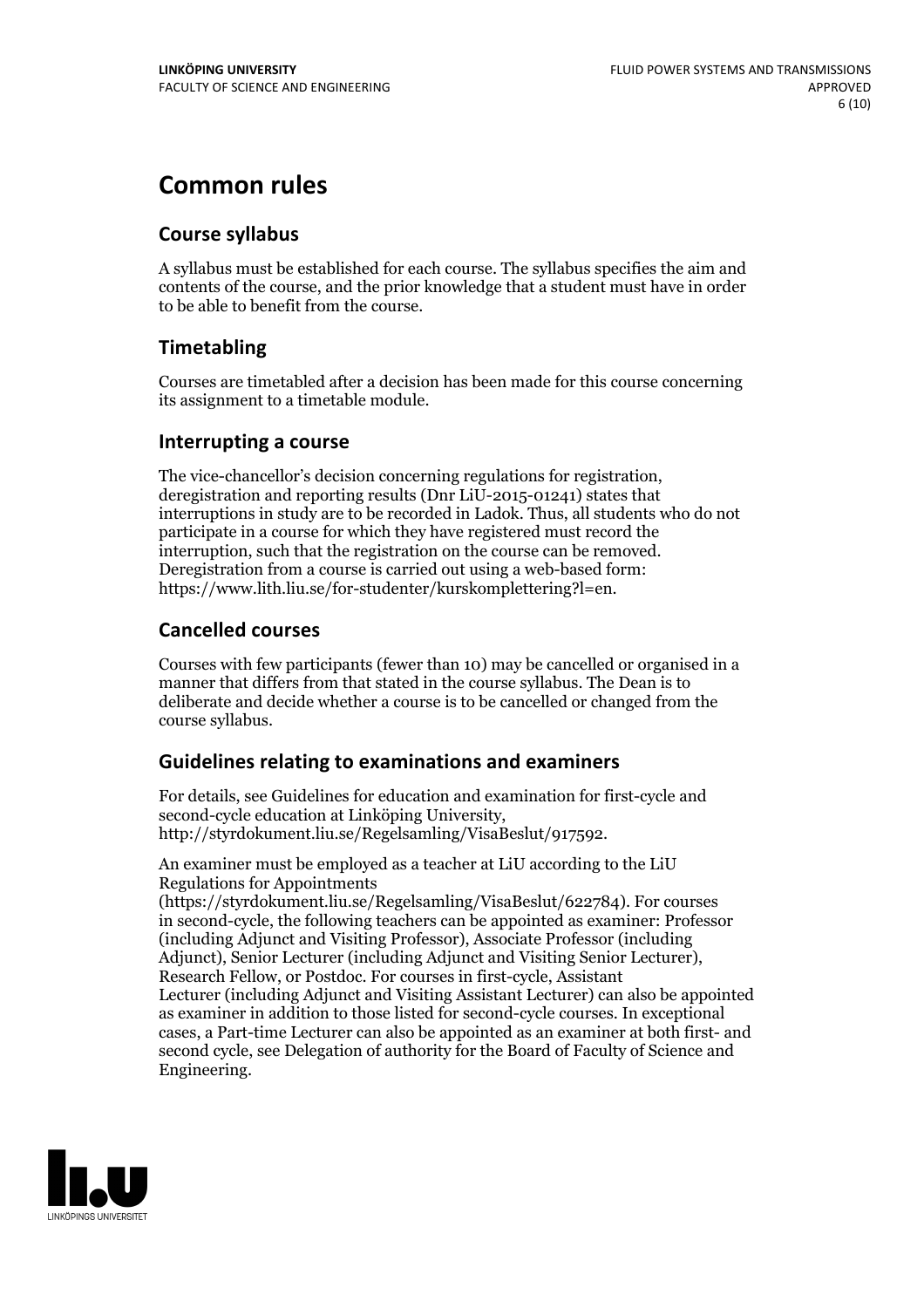# Common rules

## Course syllabus

A syllabus must be established for each course. The syllabus specifies the aim and contents of the course, and the prior knowledge that a student must have in order to be able to benefit from the course.

## Timetabling

Courses are timetabled after a decision has been made for this course concerning its assignment to a timetable module.

## Interrupting a course

The vice-chancellor's decision concerning regulations for registration, deregistration and reporting results (Dnr LiU-2015-01241) states that interruptions in study are to be recorded in Ladok. Thus, all students who do not participate in a course for which they have registered must record the interruption, such that the registration on the course can be removed. Deregistration from a course is carried out using a web-based form: https://www.lith.liu.se/for-studenter/kurskomplettering?l=en.

## Cancelled courses

Courses with few participants (fewer than 10) may be cancelled or organised in a manner that differs from that stated in the course syllabus. The Dean is to deliberate and decide whether a course is to be cancelled or changed from the course syllabus.

## Guidelines relating to examinations and examiners

For details, see Guidelines for education and examination for first-cycle and second-cycle education at Linköping University, http://styrdokument.liu.se/Regelsamling/VisaBeslut/917592.

An examiner must be employed as a teacher at LiU according to the LiU Regulations for Appointments (https://styrdokument.liu.se/Regelsamling/VisaBeslut/622784). For courses in second-cycle, the following teachers can be appointed as examiner: Professor (including Adjunct and Visiting Professor), Associate Professor (including Adjunct), Senior Lecturer (including Adjunct and Visiting Senior Lecturer), Research Fellow, or Postdoc. For courses in first-cycle, Assistant Lecturer (including Adjunct and Visiting Assistant Lecturer) can also be appointed as examiner in addition to those listed for second-cycle courses. In exceptional cases, a Part-time Lecturer can also be appointed as an examiner at both first- and second cycle, see Delegation of authority for the Board of Faculty of Science and Engineering.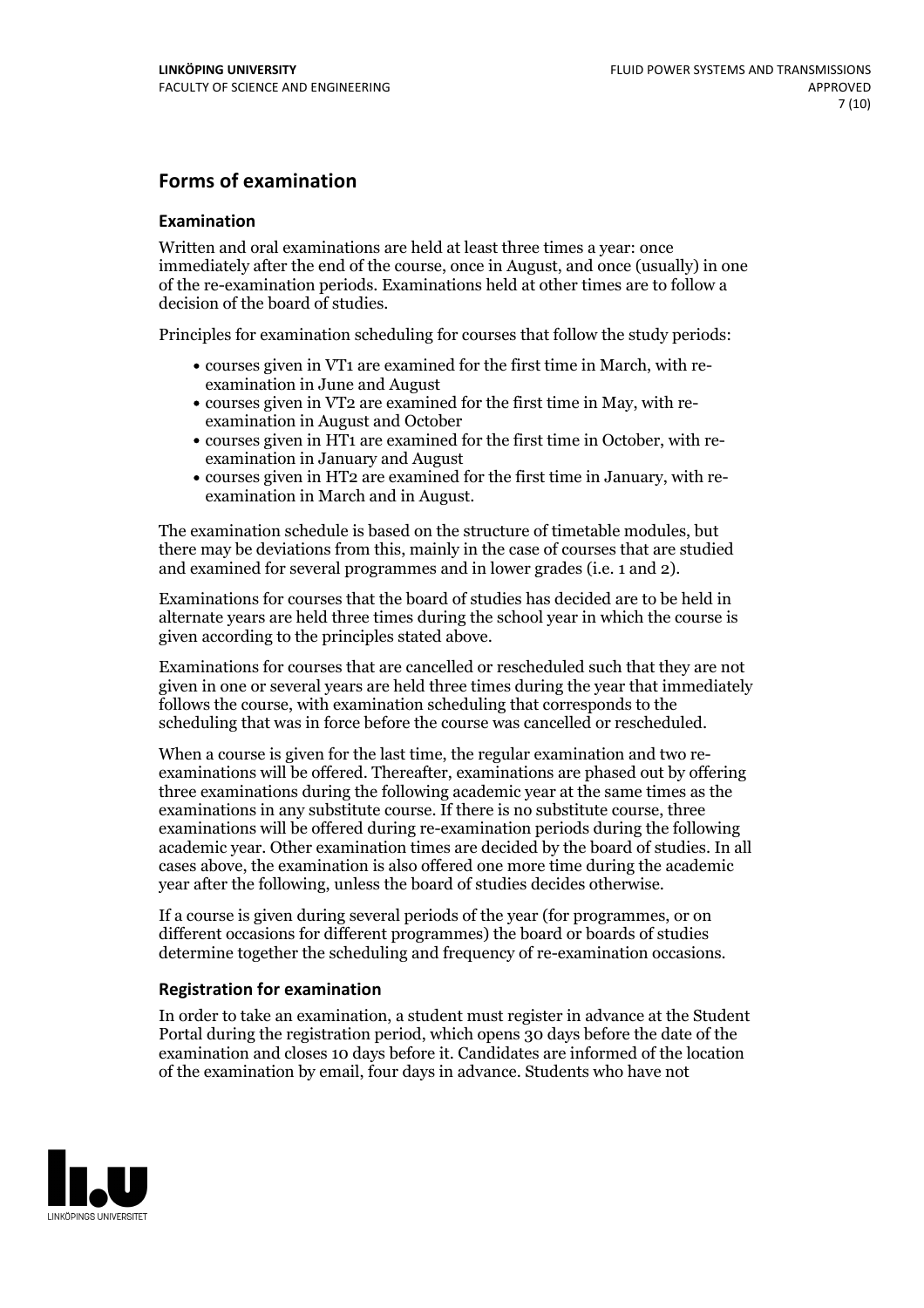## Forms of examination

### Examination

Written and oral examinations are held at least three times a year: once immediately after the end of the course, once in August, and once (usually) in one of the re-examination periods. Examinations held at other times are to follow a decision of the board of studies.

Principles for examination scheduling for courses that follow the study periods:

- courses given in VT1 are examined for the first time in March, with re-examination in June and August
- courses given in VT2 are examined for the first time in May, with re-examination in August and October
- courses given in HT1 are examined for the first time in October, with re-examination in January and August
- courses given in HT2 are examined for the first time in January, with re-examination in March and in August.

The examination schedule is based on the structure of timetable modules, but there may be deviations from this, mainly in the case of courses that are studied and examined for several programmes and in lower grades (i.e. 1 and 2).

Examinations for courses that the board of studies has decided are to be held in alternate years are held three times during the school year in which the course is given according to the principles stated above.

Examinations for courses that are cancelled or rescheduled such that they are not given in one or several years are held three times during the year that immediately follows the course, with examination scheduling that corresponds to the scheduling that was in force before the course was cancelled or rescheduled.

When a course is given for the last time, the regular examination and two re-examinations will be offered. Thereafter, examinations are phased out by offering three examinations during the following academic year at the same times as the examinations in any substitute course. If there is no substitute course, three examinations will be offered during re-examination periods during the following academic year. Other examination times are decided by the board of studies. In all cases above, the examination is also offered one more time during the academic year after the following, unless the board of studies decides otherwise.

If a course is given during several periods of the year (for programmes, or on different occasions for different programmes) the board or boards of studies determine together the scheduling and frequency of re-examination occasions.

### Registration for examination

In order to take an examination, a student must register in advance at the Student Portal during the registration period, which opens 30 days before the date of the examination and closes 10 days before it. Candidates are informed of the location of the examination by email, four days in advance. Students who have not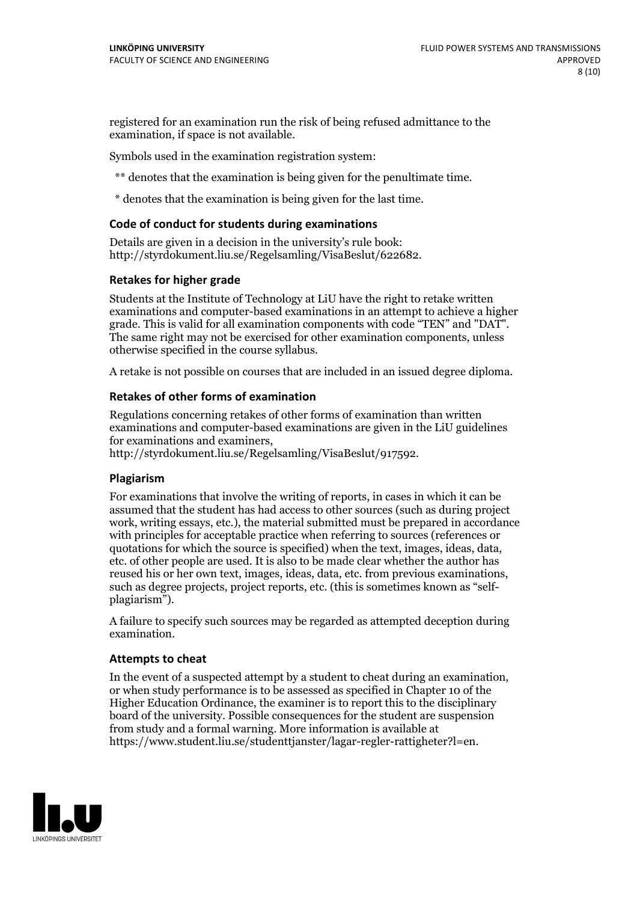registered for an examination run the risk of being refused admittance to the examination, if space is not available.

Symbols used in the examination registration system:

** denotes that the examination is being given for the penultimate time.

* denotes that the examination is being given for the last time.

### Code of conduct for students during examinations

Details are given in a decision in the university's rule book: http://styrdokument.liu.se/Regelsamling/VisaBeslut/622682.

### Retakes for higher grade

Students at the Institute of Technology at LiU have the right to retake written examinations and computer-based examinations in an attempt to achieve a higher grade. This is valid for all examination components with code "TEN" and "DAT". The same right may not be exercised for other examination components, unless otherwise specified in the course syllabus.

A retake is not possible on courses that are included in an issued degree diploma.

### Retakes of other forms of examination

Regulations concerning retakes of other forms of examination than written examinations and computer-based examinations are given in the LiU guidelines for examinations and examiners, http://styrdokument.liu.se/Regelsamling/VisaBeslut/917592.

### Plagiarism

For examinations that involve the writing of reports, in cases in which it can be assumed that the student has had access to other sources (such as during project work, writing essays, etc.), the material submitted must be prepared in accordance with principles for acceptable practice when referring to sources (references or quotations for which the source is specified) when the text, images, ideas, data, etc. of other people are used. It is also to be made clear whether the author has reused his or her own text, images, ideas, data, etc. from previous examinations, such as degree projects, project reports, etc. (this is sometimes known as "self-plagiarism").

A failure to specify such sources may be regarded as attempted deception during examination.

### Attempts to cheat

In the event of a suspected attempt by a student to cheat during an examination, or when study performance is to be assessed as specified in Chapter 10 of the Higher Education Ordinance, the examiner is to report this to the disciplinary board of the university. Possible consequences for the student are suspension from study and a formal warning. More information is available at https://www.student.liu.se/studenttjanster/lagar-regler-rattigheter?l=en.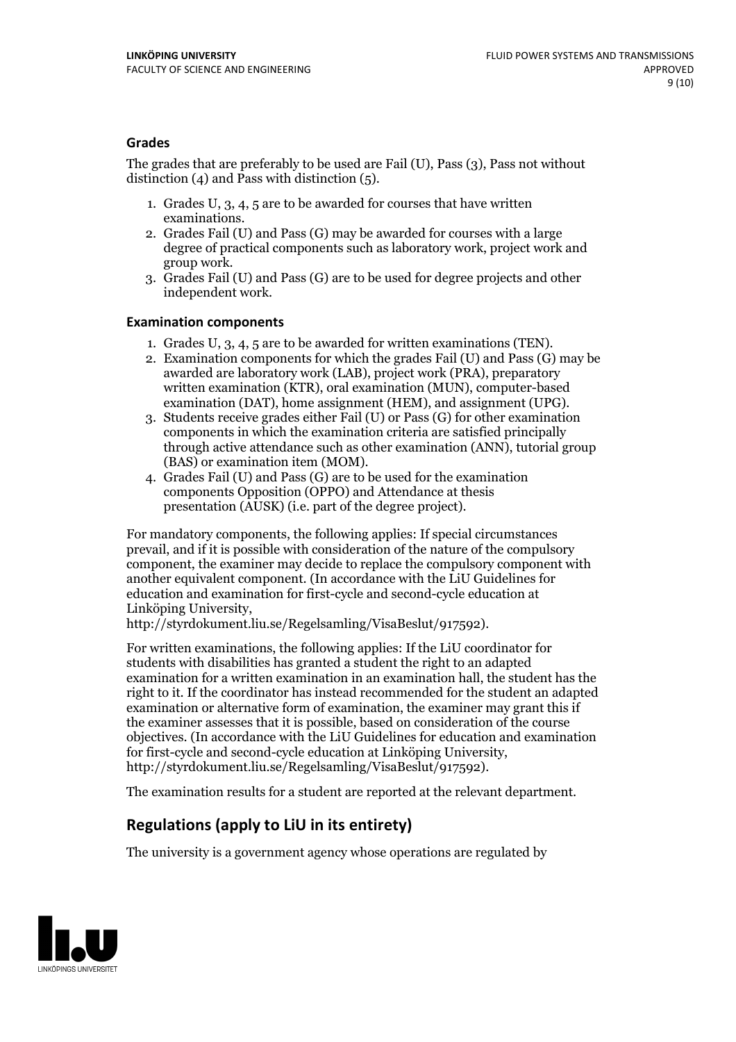### Grades

The grades that are preferably to be used are Fail (U), Pass (3), Pass not without distinction (4) and Pass with distinction (5).

1. Grades U, 3, 4, 5 are to be awarded for courses that have written examinations.
2. Grades Fail (U) and Pass (G) may be awarded for courses with a large degree of practical components such as laboratory work, project work and group work.
3. Grades Fail (U) and Pass (G) are to be used for degree projects and other independent work.

### Examination components

1. Grades U, 3, 4, 5 are to be awarded for written examinations (TEN).
2. Examination components for which the grades Fail (U) and Pass (G) may be awarded are laboratory work (LAB), project work (PRA), preparatory written examination (KTR), oral examination (MUN), computer-based examination (DAT), home assignment (HEM), and assignment (UPG).
3. Students receive grades either Fail (U) or Pass (G) for other examination components in which the examination criteria are satisfied principally through active attendance such as other examination (ANN), tutorial group (BAS) or examination item (MOM).
4. Grades Fail (U) and Pass (G) are to be used for the examination components Opposition (OPPO) and Attendance at thesis presentation (AUSK) (i.e. part of the degree project).

For mandatory components, the following applies: If special circumstances prevail, and if it is possible with consideration of the nature of the compulsory component, the examiner may decide to replace the compulsory component with another equivalent component. (In accordance with the LiU Guidelines for education and examination for first-cycle and second-cycle education at Linköping University, http://styrdokument.liu.se/Regelsamling/VisaBeslut/917592).

For written examinations, the following applies: If the LiU coordinator for students with disabilities has granted a student the right to an adapted examination for a written examination in an examination hall, the student has the right to it. If the coordinator has instead recommended for the student an adapted examination or alternative form of examination, the examiner may grant this if the examiner assesses that it is possible, based on consideration of the course objectives. (In accordance with the LiU Guidelines for education and examination for first-cycle and second-cycle education at Linköping University, http://styrdokument.liu.se/Regelsamling/VisaBeslut/917592).

The examination results for a student are reported at the relevant department.

## Regulations (apply to LiU in its entirety)

The university is a government agency whose operations are regulated by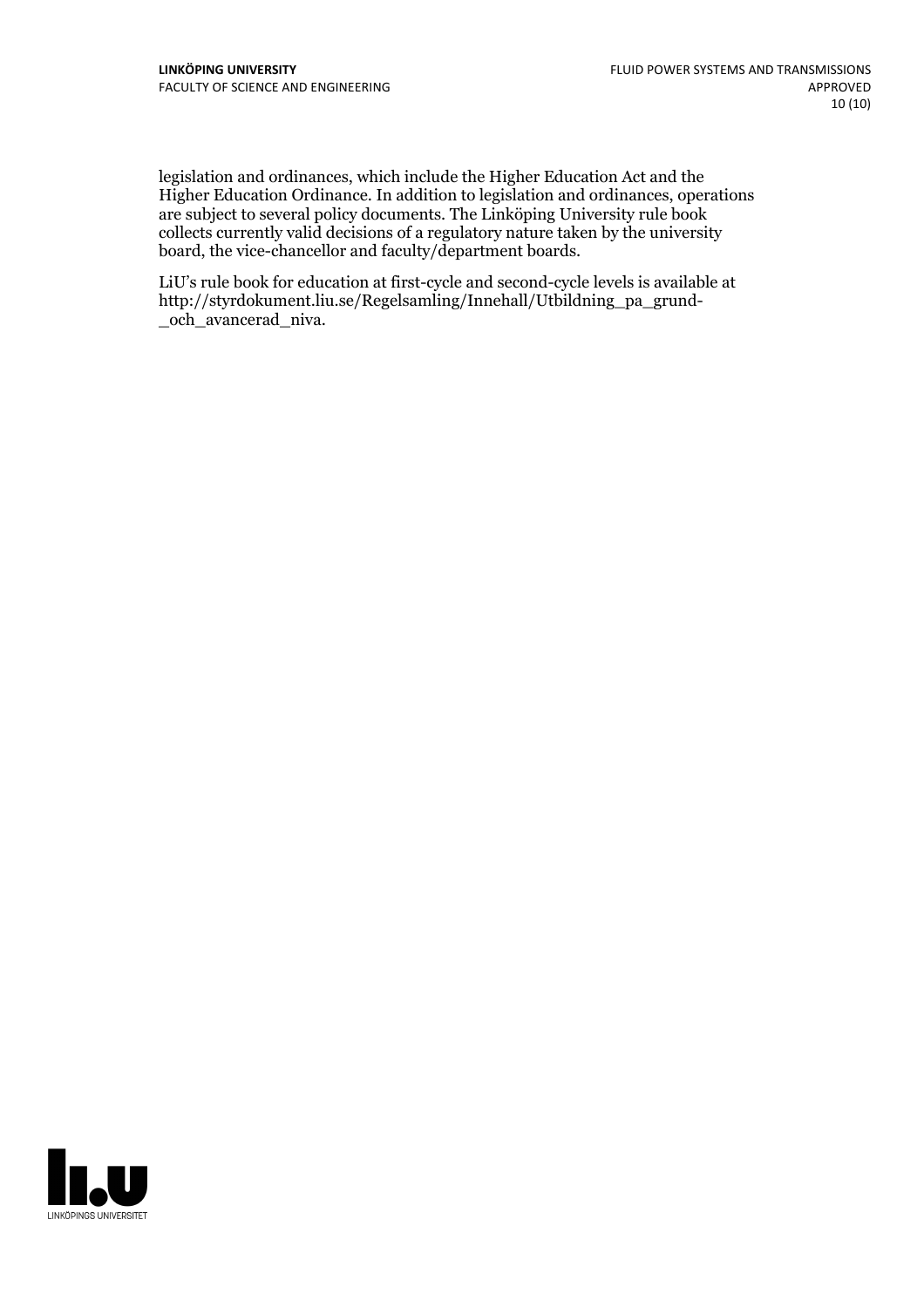legislation and ordinances, which include the Higher Education Act and the Higher Education Ordinance. In addition to legislation and ordinances, operations are subject to several policy documents. The Linköping University rule book collects currently valid decisions of a regulatory nature taken by the university board, the vice-chancellor and faculty/department boards.

LiU's rule book for education at first-cycle and second-cycle levels is available at http://styrdokument.liu.se/Regelsamling/Innehall/Utbildning_pa_grund-_och_avancerad_niva.